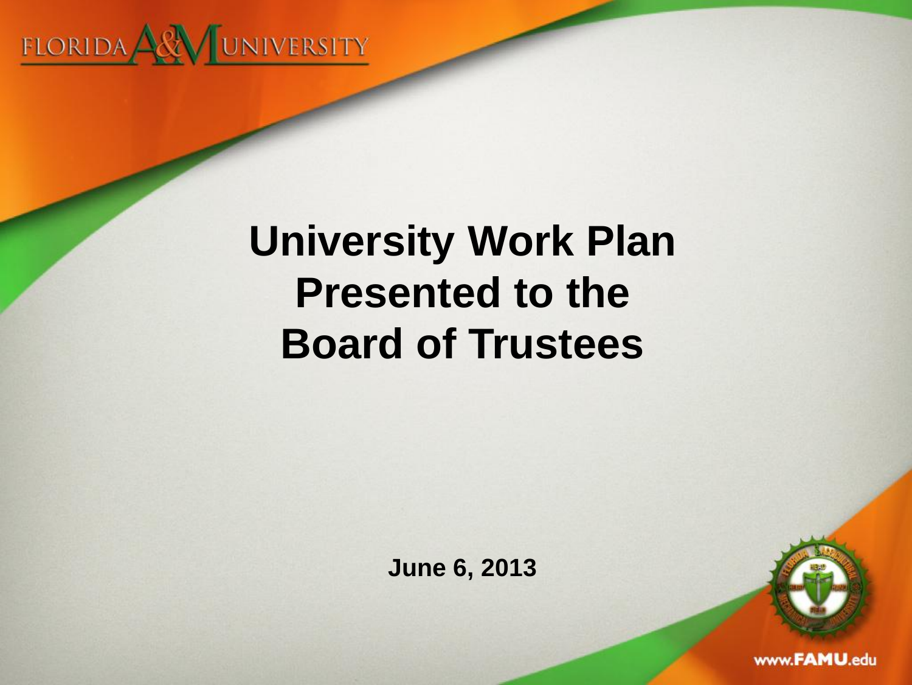FLORIDA A&M UNIVERSITY

# University Work Plan Presented to the Board of Trustees

**June 6, 2013**

www.FAMU.edu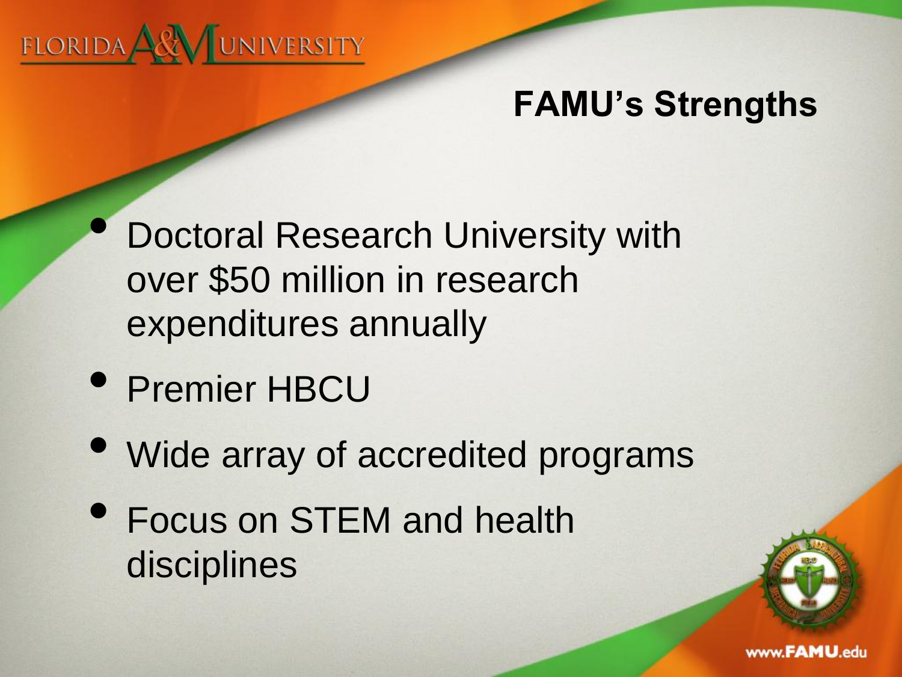## FAMU's Strengths

- Doctoral Research University with over $50 million in research expenditures annually
- Premier HBCU
- Wide array of accredited programs
- Focus on STEM and health disciplines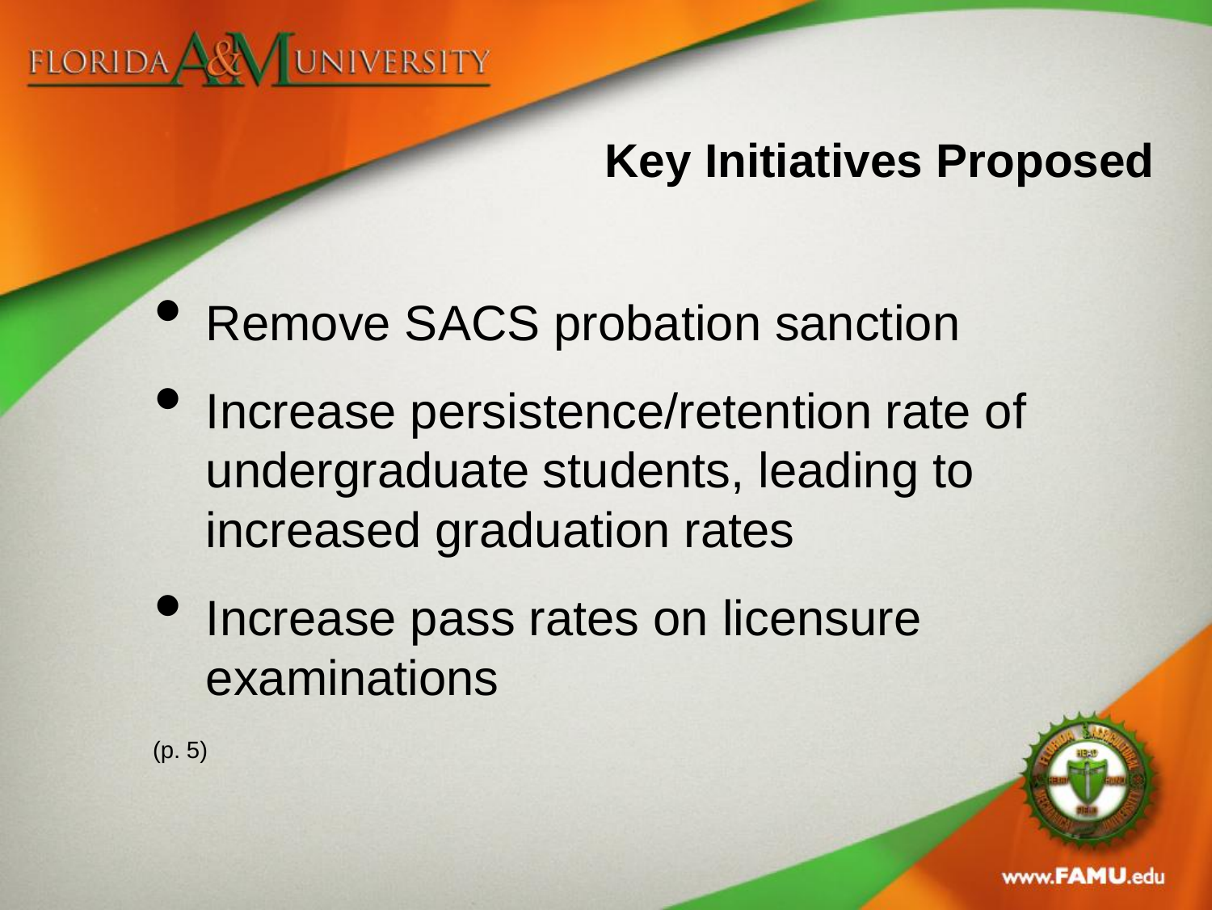## Key Initiatives Proposed

- Remove SACS probation sanction
- Increase persistence/retention rate of undergraduate students, leading to increased graduation rates
- Increase pass rates on licensure examinations

(p. 5)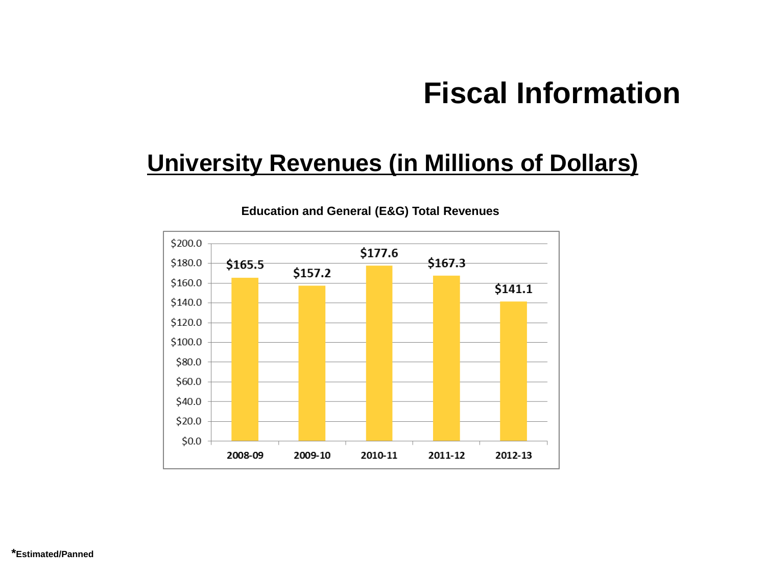# Fiscal Information

## University Revenues (in Millions of Dollars)

**Education and General (E&G) Total Revenues**

| Year | Revenue |
| --- | --- |
| 2008-09 | $165.5 |
| 2009-10 | $157.2 |
| 2010-11 | $177.6 |
| 2011-12 | $167.3 |
| 2012-13 | $141.1 |

***Estimated/Panned**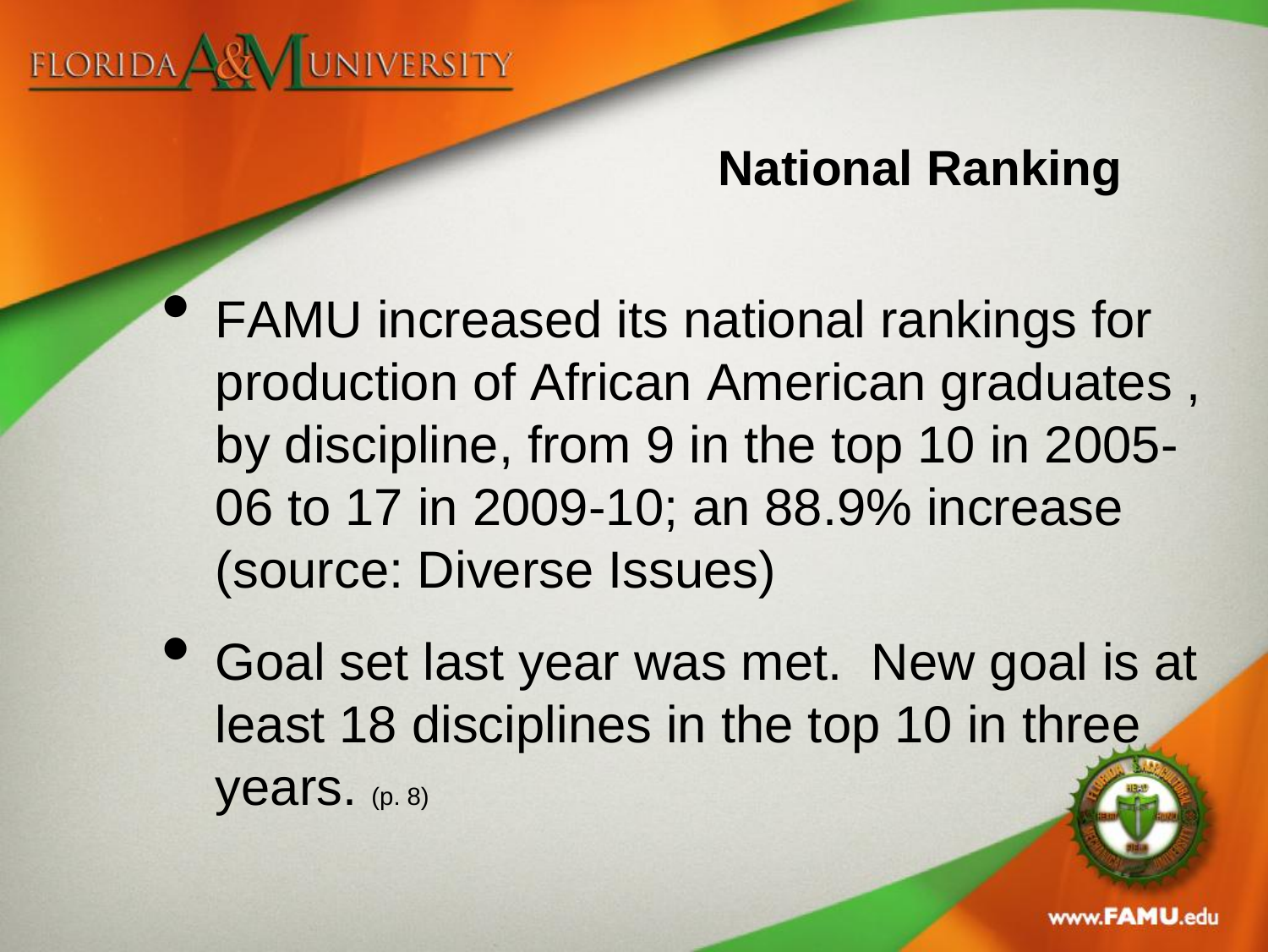## National Ranking

- FAMU increased its national rankings for production of African American graduates , by discipline, from 9 in the top 10 in 2005-06 to 17 in 2009-10; an 88.9% increase (source: Diverse Issues)
- Goal set last year was met. New goal is at least 18 disciplines in the top 10 in three years. (p. 8)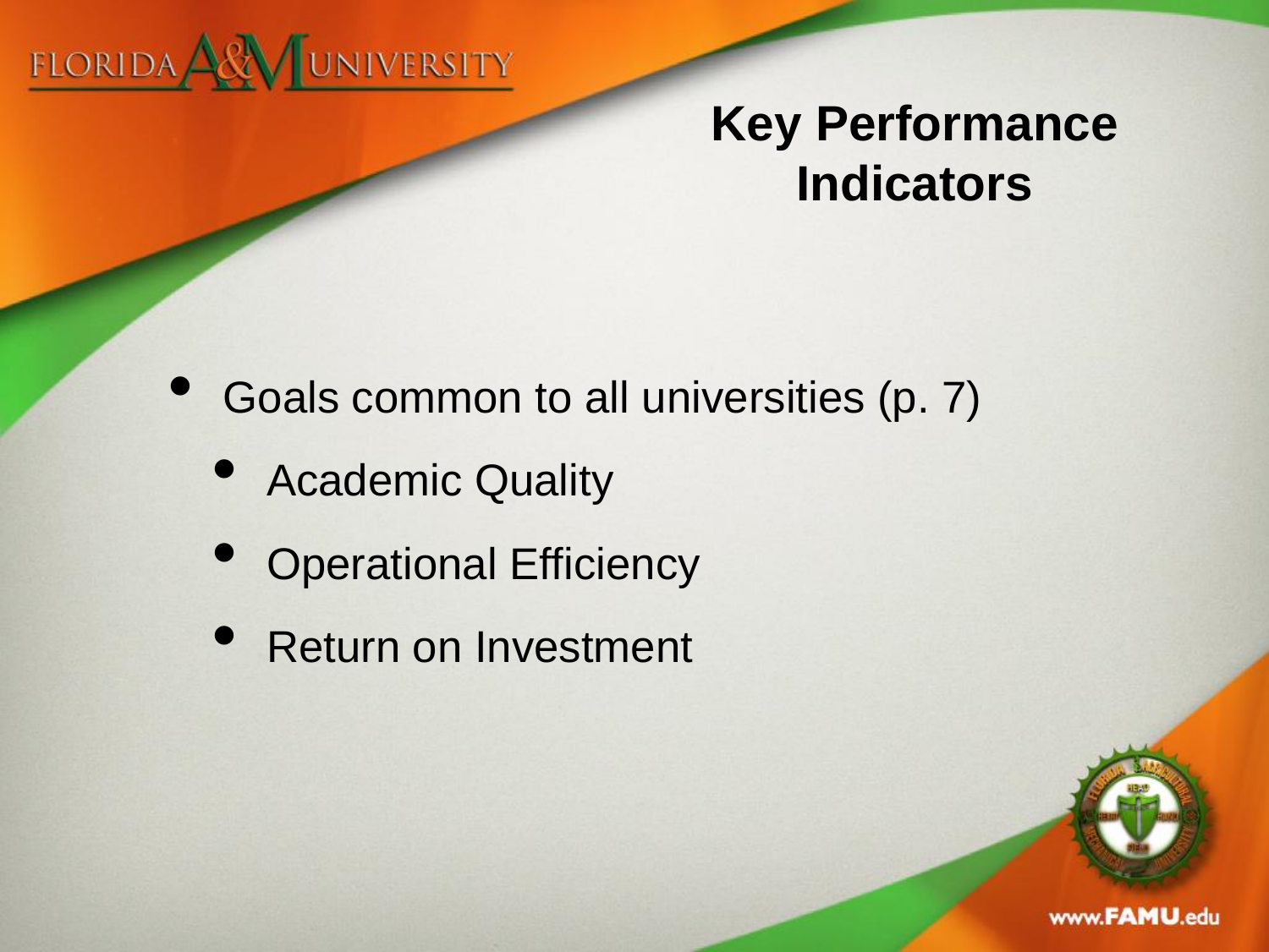# Key Performance Indicators

- Goals common to all universities (p. 7)
  - Academic Quality
  - Operational Efficiency
  - Return on Investment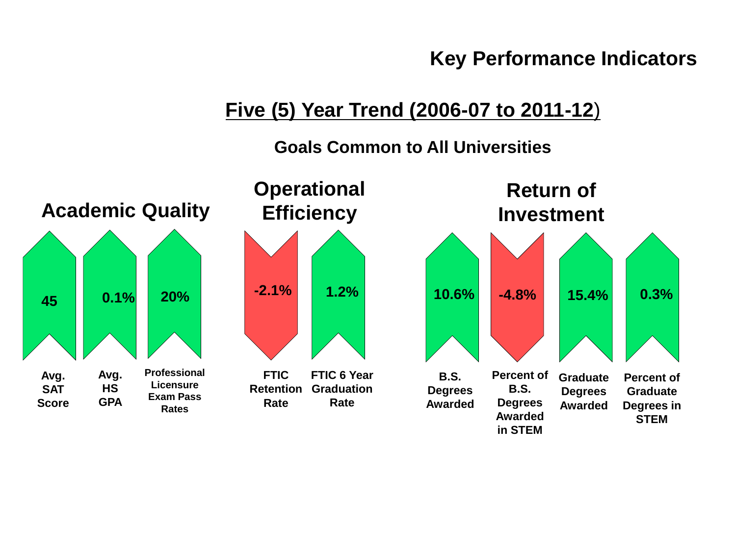# Key Performance Indicators

## Five (5) Year Trend (2006-07 to 2011-12)

### Goals Common to All Universities

| Category | Indicator | Five Year Trend |
|---|---|---|
| Academic Quality | Avg. SAT Score | 45 |
| Academic Quality | Avg. HS GPA | 0.1% |
| Academic Quality | Professional Licensure Exam Pass Rates | 20% |
| Operational Efficiency | FTIC Retention Rate | -2.1% |
| Operational Efficiency | FTIC 6 Year Graduation Rate | 1.2% |
| Return of Investment | B.S. Degrees Awarded | 10.6% |
| Return of Investment | Percent of B.S. Degrees Awarded in STEM | -4.8% |
| Return of Investment | Graduate Degrees Awarded | 15.4% |
| Return of Investment | Percent of Graduate Degrees in STEM | 0.3% |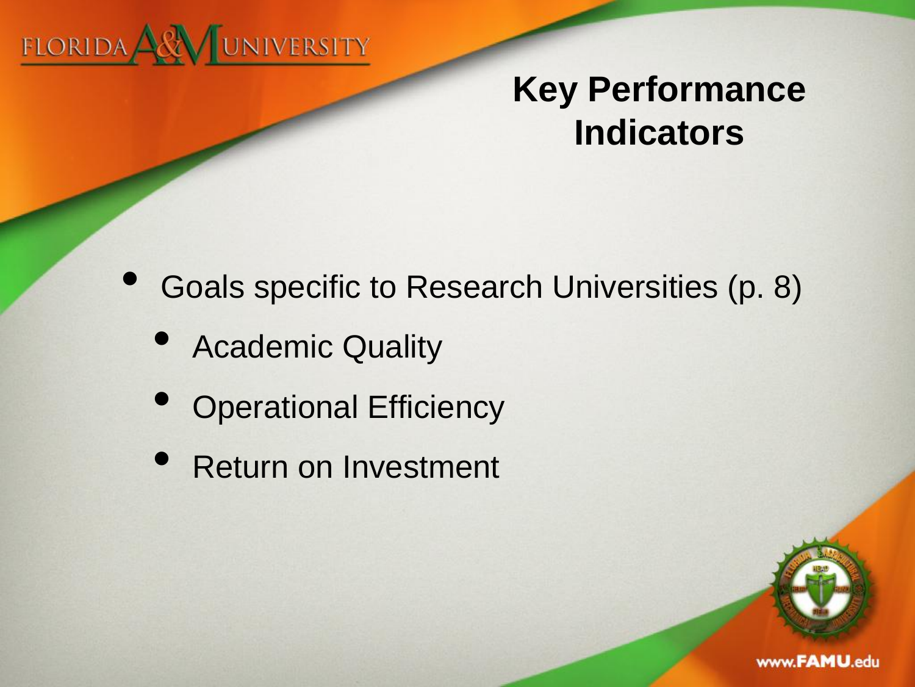# Key Performance Indicators

- Goals specific to Research Universities (p. 8)
  - Academic Quality
  - Operational Efficiency
  - Return on Investment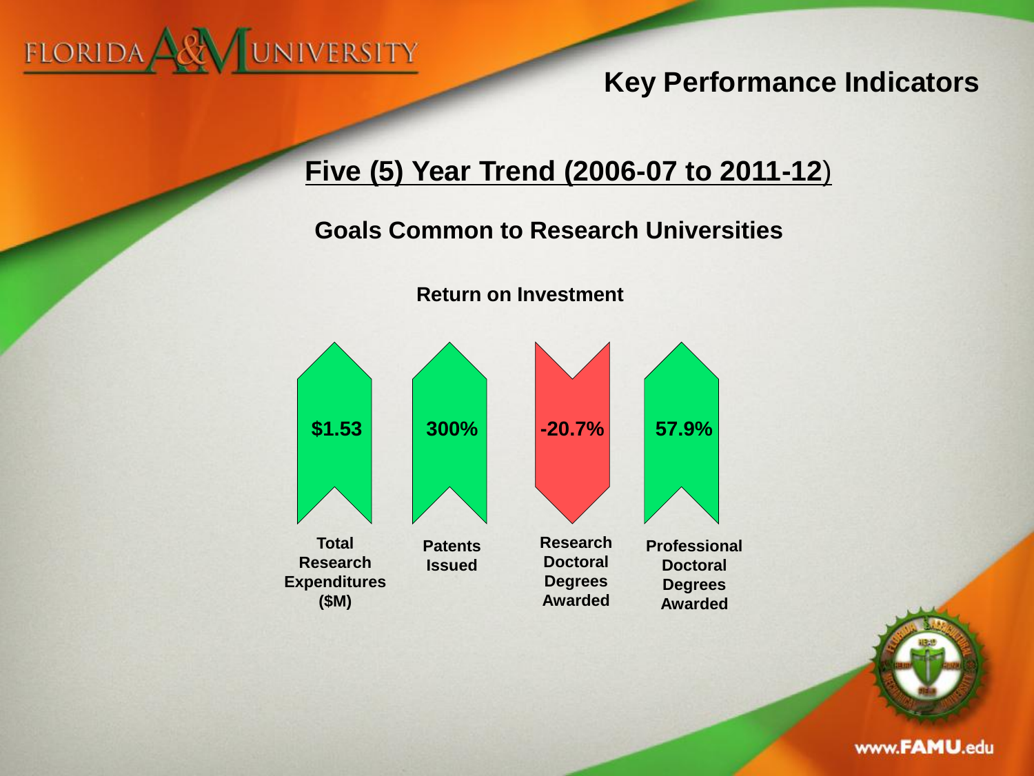# Key Performance Indicators

## Five (5) Year Trend (2006-07 to 2011-12)

### Goals Common to Research Universities

**Return on Investment**

| Total Research Expenditures ($M) | Patents Issued | Research Doctoral Degrees Awarded | Professional Doctoral Degrees Awarded |
|---|---|---|---|
| $1.53 | 300% | -20.7% | 57.9% |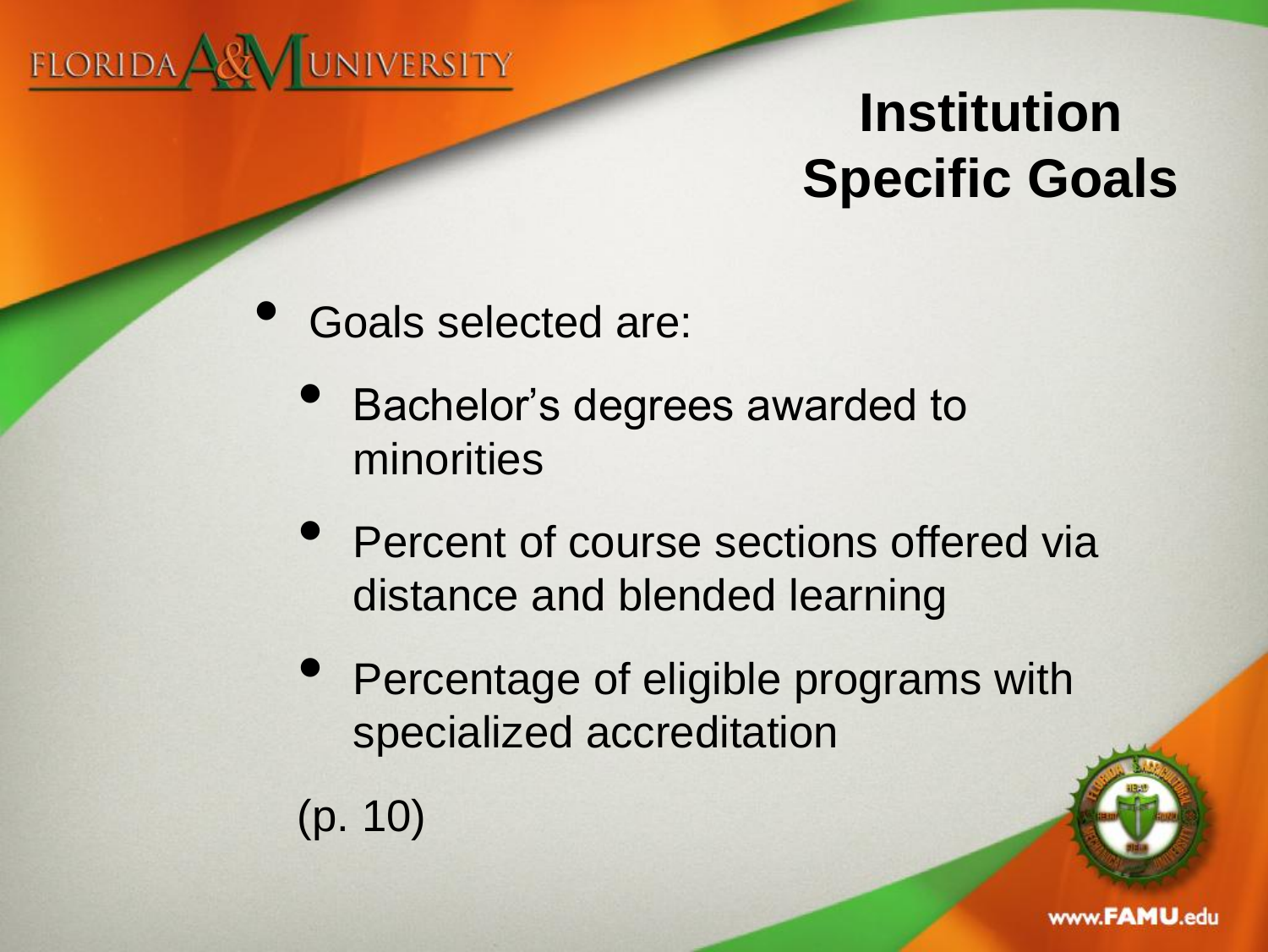# Institution Specific Goals

- Goals selected are:
  - Bachelor's degrees awarded to minorities
  - Percent of course sections offered via distance and blended learning
  - Percentage of eligible programs with specialized accreditation

(p. 10)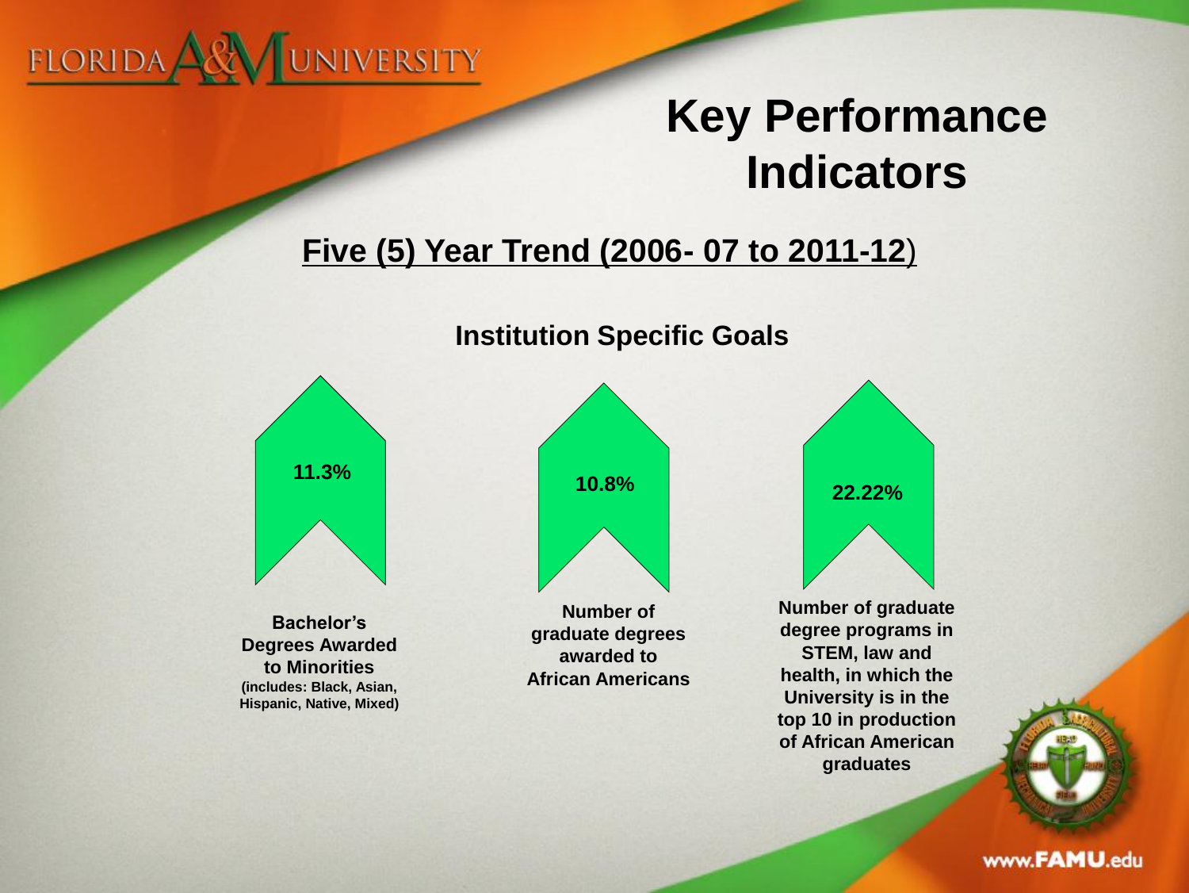# Key Performance Indicators

## Five (5) Year Trend (2006- 07 to 2011-12)

### Institution Specific Goals

**11.3%**

**Bachelor's Degrees Awarded to Minorities**
**(includes: Black, Asian, Hispanic, Native, Mixed)**

**10.8%**

**Number of graduate degrees awarded to African Americans**

**22.22%**

**Number of graduate degree programs in STEM, law and health, in which the University is in the top 10 in production of African American graduates**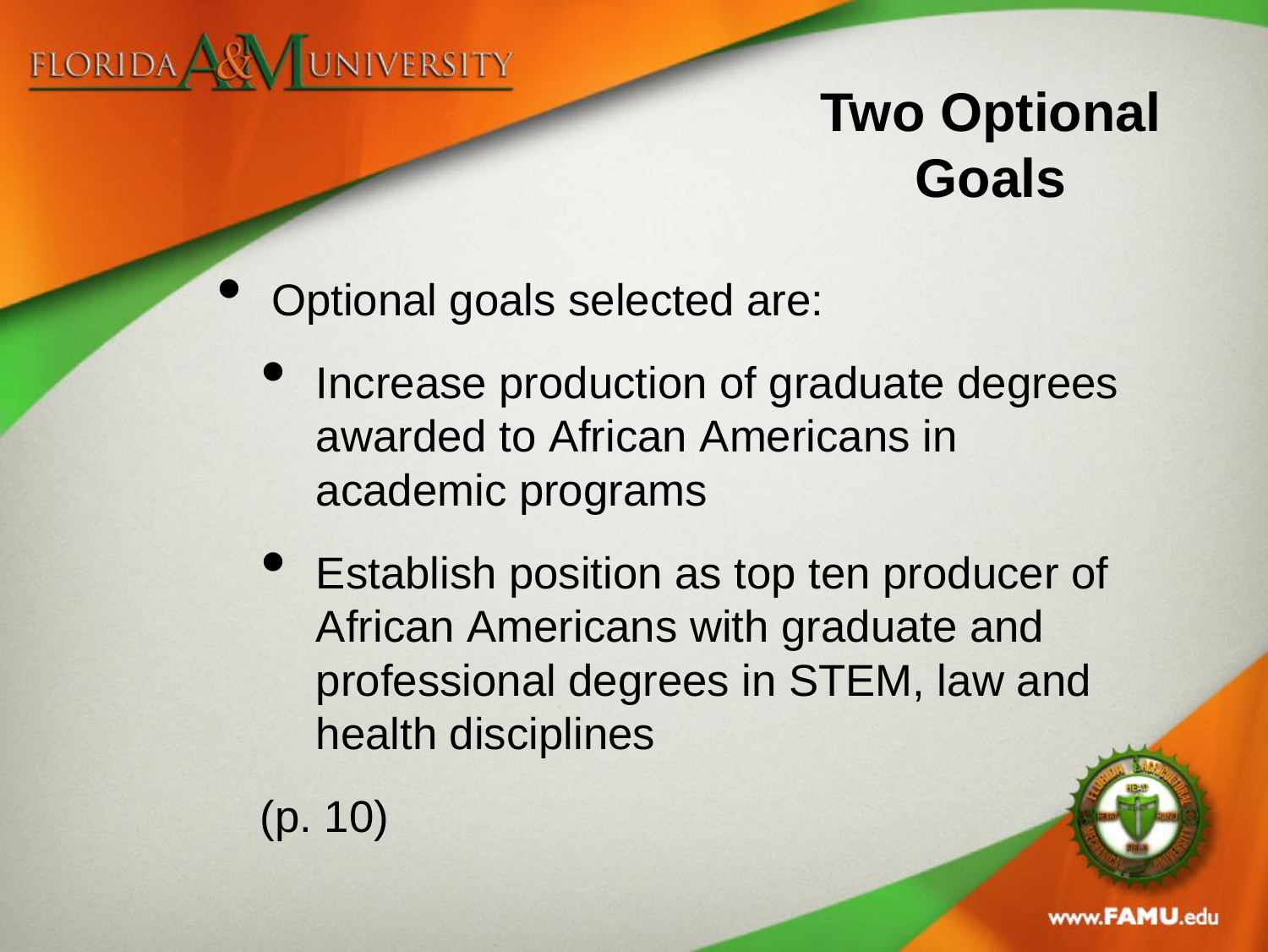# Two Optional Goals

- Optional goals selected are:
  - Increase production of graduate degrees awarded to African Americans in academic programs
  - Establish position as top ten producer of African Americans with graduate and professional degrees in STEM, law and health disciplines

(p. 10)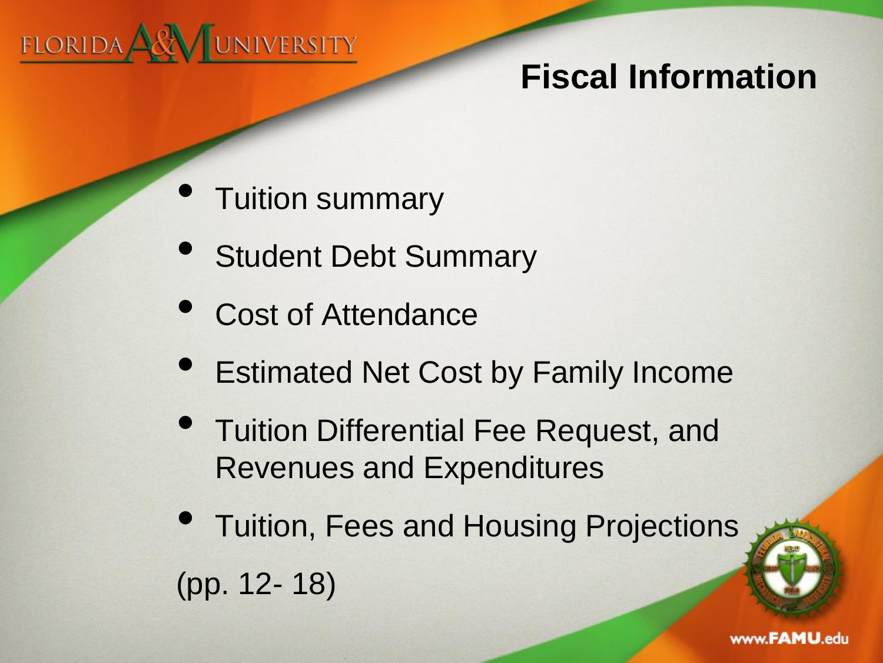# Fiscal Information

- Tuition summary
- Student Debt Summary
- Cost of Attendance
- Estimated Net Cost by Family Income
- Tuition Differential Fee Request, and Revenues and Expenditures
- Tuition, Fees and Housing Projections

(pp. 12- 18)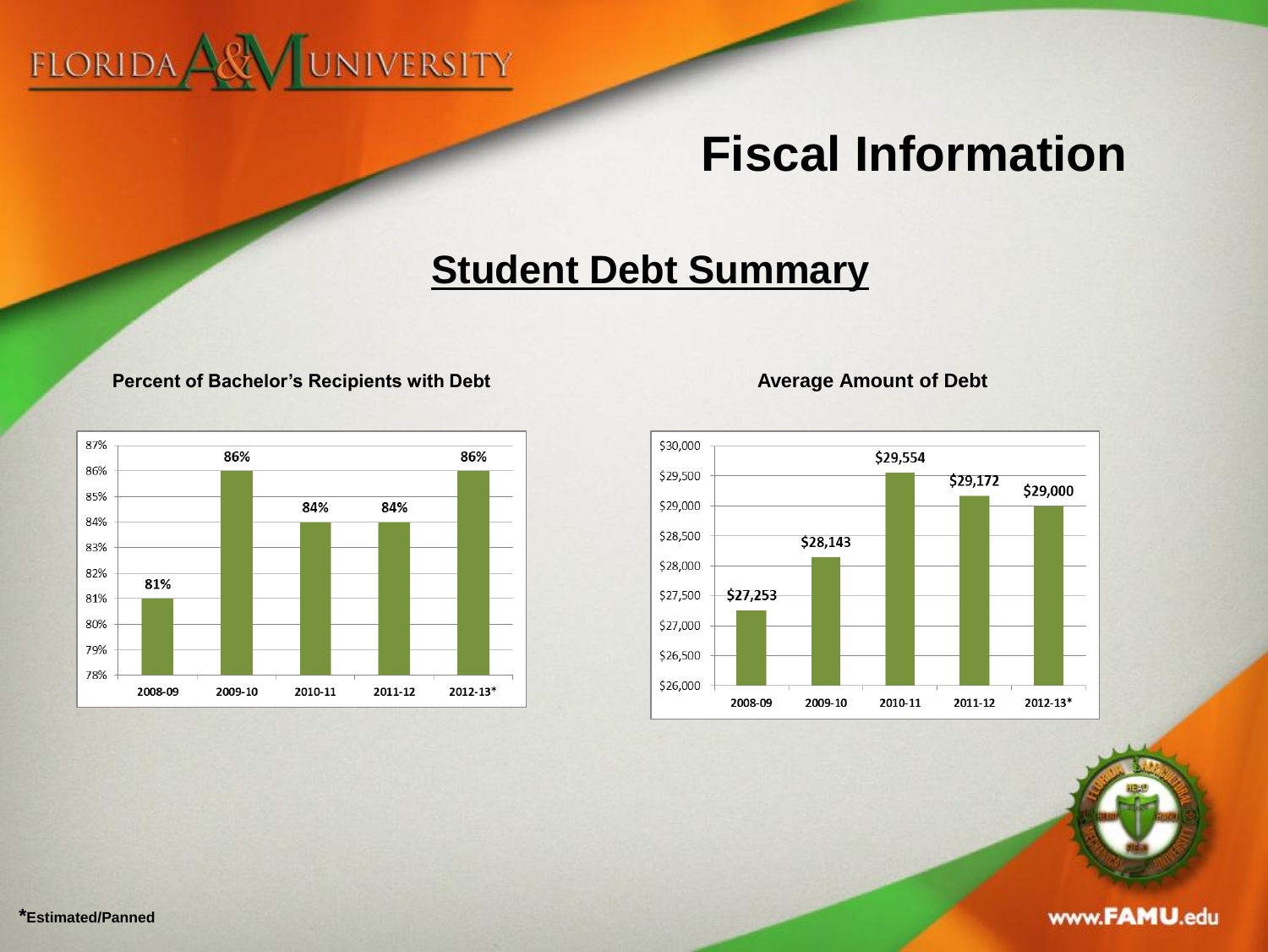# Fiscal Information

## Student Debt Summary

**Percent of Bachelor's Recipients with Debt**

| Year | Percent |
| --- | --- |
| 2008-09 | 81% |
| 2009-10 | 86% |
| 2010-11 | 84% |
| 2011-12 | 84% |
| 2012-13* | 86% |

**Average Amount of Debt**

| Year | Amount |
| --- | --- |
| 2008-09 | $27,253 |
| 2009-10 | $28,143 |
| 2010-11 | $29,554 |
| 2011-12 | $29,172 |
| 2012-13* | $29,000 |

***Estimated/Panned**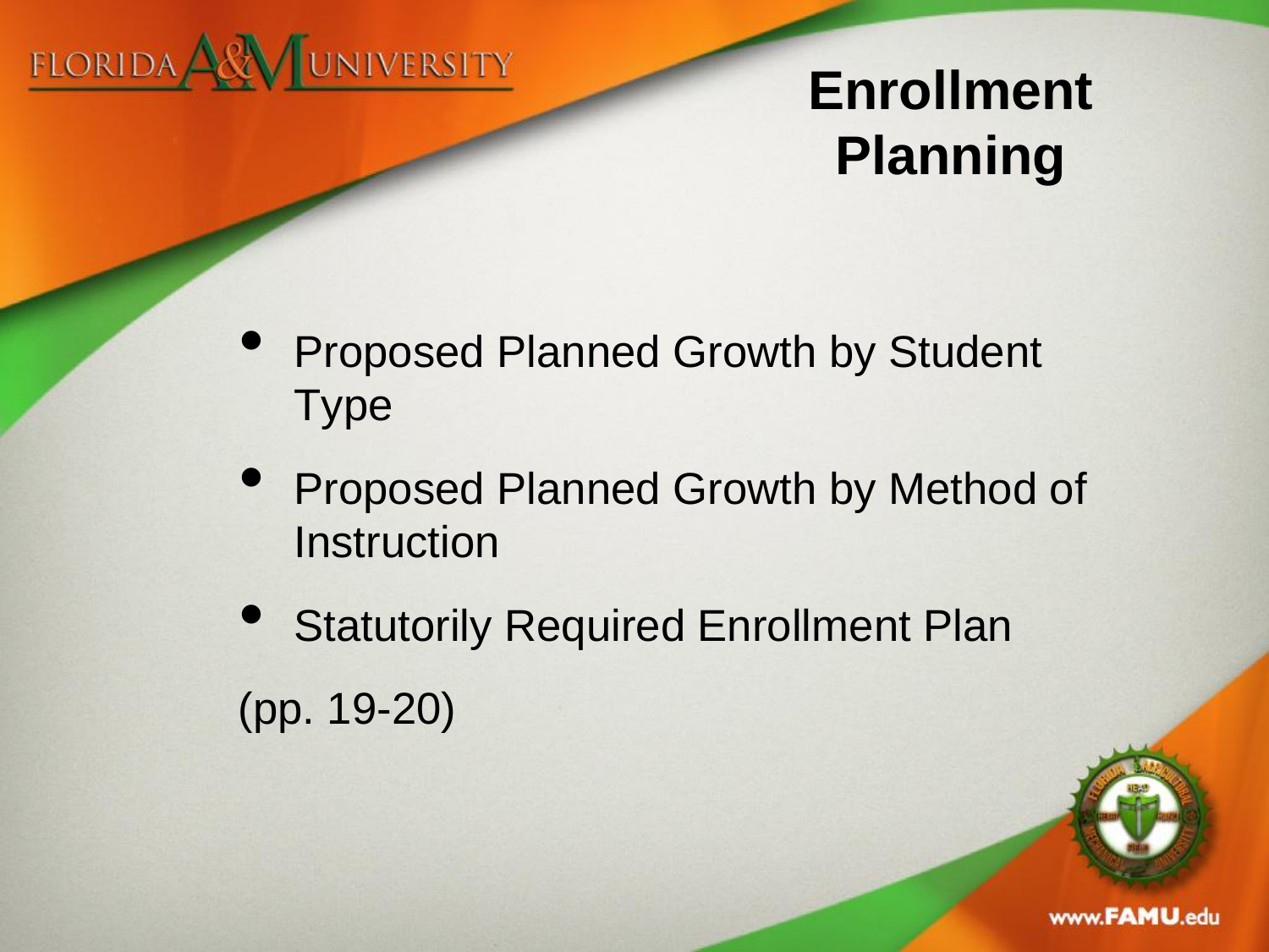# Enrollment Planning

- Proposed Planned Growth by Student Type
- Proposed Planned Growth by Method of Instruction
- Statutorily Required Enrollment Plan

(pp. 19-20)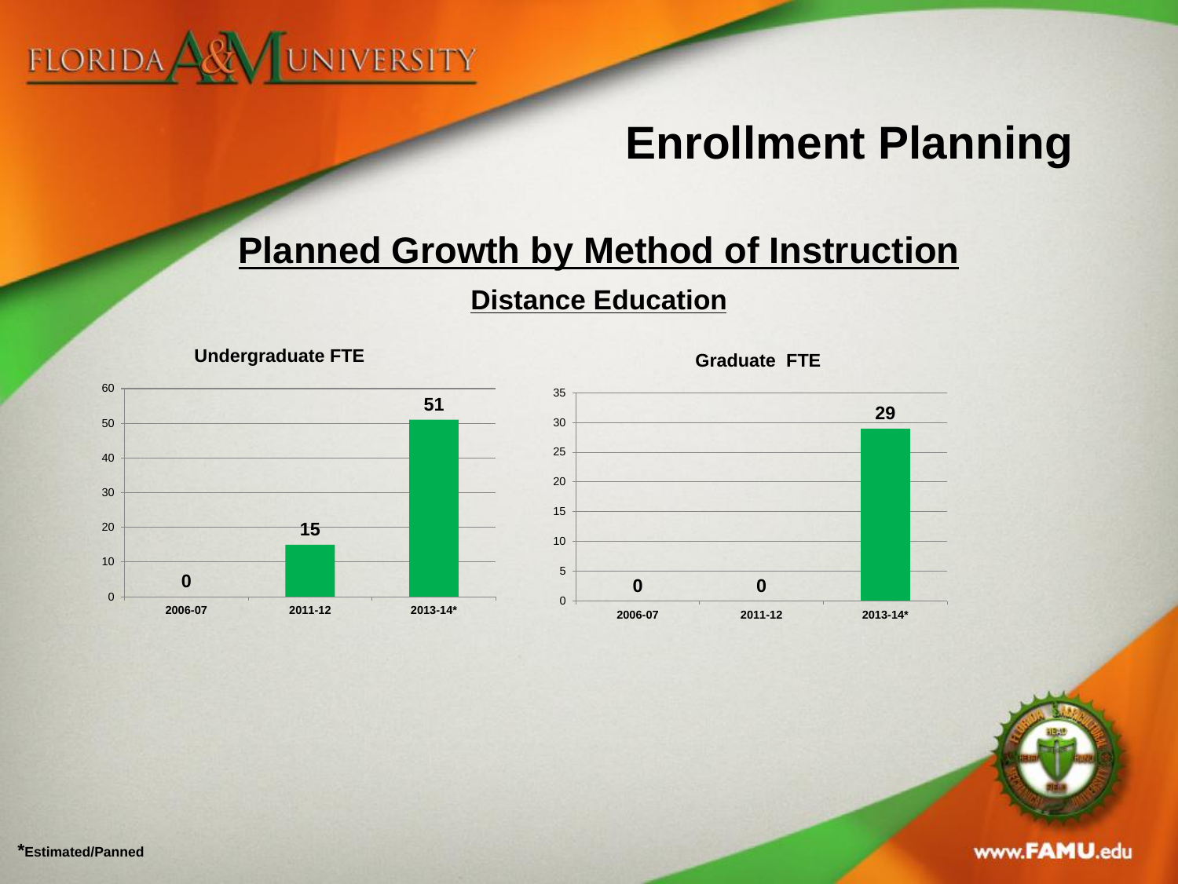# Enrollment Planning

## Planned Growth by Method of Instruction

### Distance Education

**Undergraduate FTE**

| Year | FTE |
| --- | --- |
| 2006-07 | 0 |
| 2011-12 | 15 |
| 2013-14* | 51 |

**Graduate FTE**

| Year | FTE |
| --- | --- |
| 2006-07 | 0 |
| 2011-12 | 0 |
| 2013-14* | 29 |

***Estimated/Panned**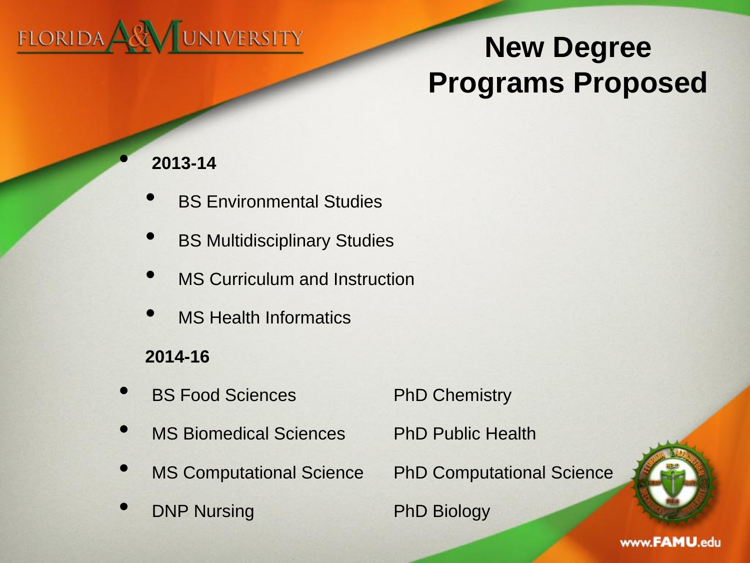# New Degree Programs Proposed

- **2013-14**
  - BS Environmental Studies
  - BS Multidisciplinary Studies
  - MS Curriculum and Instruction
  - MS Health Informatics

**2014-16**

- BS Food Sciences
- MS Biomedical Sciences
- MS Computational Science
- DNP Nursing
- PhD Chemistry
- PhD Public Health
- PhD Computational Science
- PhD Biology